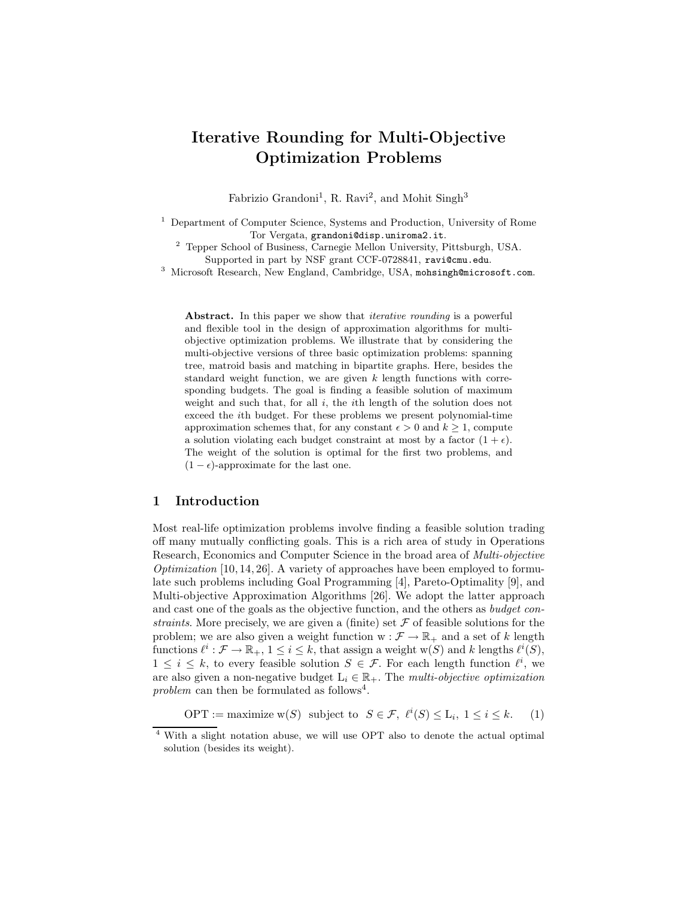# Iterative Rounding for Multi-Objective Optimization Problems

Fabrizio Grandoni[1], R. Ravi[2], and Mohit Singh[3]

[1] Department of Computer Science, Systems and Production, University of Rome Tor Vergata, grandoni@disp.uniroma2.it.

[2] Tepper School of Business, Carnegie Mellon University, Pittsburgh, USA. Supported in part by NSF grant CCF-0728841, ravi@cmu.edu.

[3] Microsoft Research, New England, Cambridge, USA, mohsingh@microsoft.com.

**Abstract.** In this paper we show that *iterative rounding* is a powerful and flexible tool in the design of approximation algorithms for multi-objective optimization problems. We illustrate that by considering the multi-objective versions of three basic optimization problems: spanning tree, matroid basis and matching in bipartite graphs. Here, besides the standard weight function, we are given $k$ length functions with corresponding budgets. The goal is finding a feasible solution of maximum weight and such that, for all $i$, the $i$th length of the solution does not exceed the $i$th budget. For these problems we present polynomial-time approximation schemes that, for any constant $\epsilon > 0$ and $k \geq 1$, compute a solution violating each budget constraint at most by a factor $(1+\epsilon)$. The weight of the solution is optimal for the first two problems, and $(1-\epsilon)$-approximate for the last one.

## 1 Introduction

Most real-life optimization problems involve finding a feasible solution trading off many mutually conflicting goals. This is a rich area of study in Operations Research, Economics and Computer Science in the broad area of *Multi-objective Optimization* [10, 14, 26]. A variety of approaches have been employed to formulate such problems including Goal Programming [4], Pareto-Optimality [9], and Multi-objective Approximation Algorithms [26]. We adopt the latter approach and cast one of the goals as the objective function, and the others as *budget constraints*. More precisely, we are given a (finite) set $\mathcal{F}$ of feasible solutions for the problem; we are also given a weight function $\mathrm{w} : \mathcal{F} \rightarrow \mathbb{R}_+$ and a set of $k$ length functions $\ell^i : \mathcal{F} \rightarrow \mathbb{R}_+$, $1 \leq i \leq k$, that assign a weight $\mathrm{w}(S)$ and $k$ lengths $\ell^i(S)$, $1 \leq i \leq k$, to every feasible solution $S \in \mathcal{F}$. For each length function $\ell^i$, we are also given a non-negative budget $\mathrm{L}_i \in \mathbb{R}_+$. The *multi-objective optimization problem* can then be formulated as follows[4].

$$\mathrm{OPT} := \text{maximize } \mathrm{w}(S) \text{ subject to } S \in \mathcal{F},\ \ell^i(S) \leq \mathrm{L}_i,\ 1 \leq i \leq k. \quad (1)$$

[4] With a slight notation abuse, we will use OPT also to denote the actual optimal solution (besides its weight).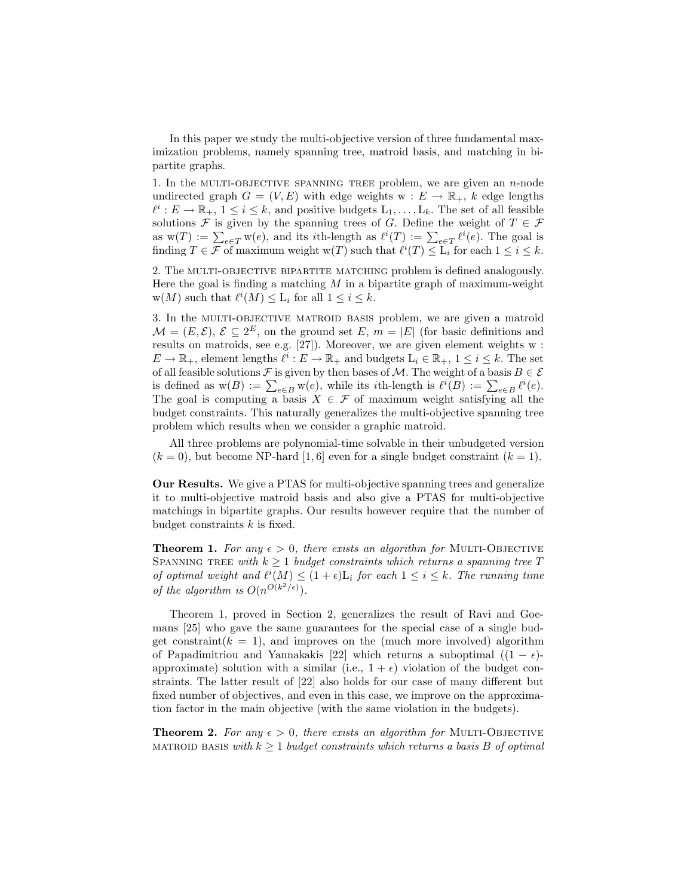In this paper we study the multi-objective version of three fundamental maximization problems, namely spanning tree, matroid basis, and matching in bipartite graphs.

1. In the MULTI-OBJECTIVE SPANNING TREE problem, we are given an $n$-node undirected graph $G = (V, E)$ with edge weights $\mathrm{w} : E \rightarrow \mathbb{R}_+$, $k$ edge lengths $\ell^i : E \rightarrow \mathbb{R}_+$, $1 \leq i \leq k$, and positive budgets $\mathrm{L}_1, \ldots, \mathrm{L}_k$. The set of all feasible solutions $\mathcal{F}$ is given by the spanning trees of $G$. Define the weight of $T \in \mathcal{F}$ as $\mathrm{w}(T) := \sum_{e \in T} \mathrm{w}(e)$, and its $i$th-length as $\ell^i(T) := \sum_{e \in T} \ell^i(e)$. The goal is finding $T \in \mathcal{F}$ of maximum weight $\mathrm{w}(T)$ such that $\ell^i(T) \leq \mathrm{L}_i$ for each $1 \leq i \leq k$.

2. The MULTI-OBJECTIVE BIPARTITE MATCHING problem is defined analogously. Here the goal is finding a matching $M$ in a bipartite graph of maximum-weight $\mathrm{w}(M)$ such that $\ell^i(M) \leq \mathrm{L}_i$ for all $1 \leq i \leq k$.

3. In the MULTI-OBJECTIVE MATROID BASIS problem, we are given a matroid $\mathcal{M} = (E, \mathcal{E})$, $\mathcal{E} \subseteq 2^E$, on the ground set $E$, $m = |E|$ (for basic definitions and results on matroids, see e.g. [27]). Moreover, we are given element weights $\mathrm{w} : E \rightarrow \mathbb{R}_+$, element lengths $\ell^i : E \rightarrow \mathbb{R}_+$ and budgets $\mathrm{L}_i \in \mathbb{R}_+$, $1 \leq i \leq k$. The set of all feasible solutions $\mathcal{F}$ is given by then bases of $\mathcal{M}$. The weight of a basis $B \in \mathcal{E}$ is defined as $\mathrm{w}(B) := \sum_{e \in B} \mathrm{w}(e)$, while its $i$th-length is $\ell^i(B) := \sum_{e \in B} \ell^i(e)$. The goal is computing a basis $X \in \mathcal{F}$ of maximum weight satisfying all the budget constraints. This naturally generalizes the multi-objective spanning tree problem which results when we consider a graphic matroid.

All three problems are polynomial-time solvable in their unbudgeted version ($k = 0$), but become NP-hard [1, 6] even for a single budget constraint ($k = 1$).

**Our Results.** We give a PTAS for multi-objective spanning trees and generalize it to multi-objective matroid basis and also give a PTAS for multi-objective matchings in bipartite graphs. Our results however require that the number of budget constraints $k$ is fixed.

**Theorem 1.** *For any $\epsilon > 0$, there exists an algorithm for* MULTI-OBJECTIVE SPANNING TREE *with $k \geq 1$ budget constraints which returns a spanning tree $T$ of optimal weight and $\ell^i(M) \leq (1 + \epsilon)\mathrm{L}_i$ for each $1 \leq i \leq k$. The running time of the algorithm is $O(n^{O(k^2/\epsilon)})$.*

Theorem 1, proved in Section 2, generalizes the result of Ravi and Goemans [25] who gave the same guarantees for the special case of a single budget constraint($k = 1$), and improves on the (much more involved) algorithm of Papadimitriou and Yannakakis [22] which returns a suboptimal ($(1 - \epsilon)$-approximate) solution with a similar (i.e., $1 + \epsilon$) violation of the budget constraints. The latter result of [22] also holds for our case of many different but fixed number of objectives, and even in this case, we improve on the approximation factor in the main objective (with the same violation in the budgets).

**Theorem 2.** *For any $\epsilon > 0$, there exists an algorithm for* MULTI-OBJECTIVE MATROID BASIS *with $k \geq 1$ budget constraints which returns a basis $B$ of optimal*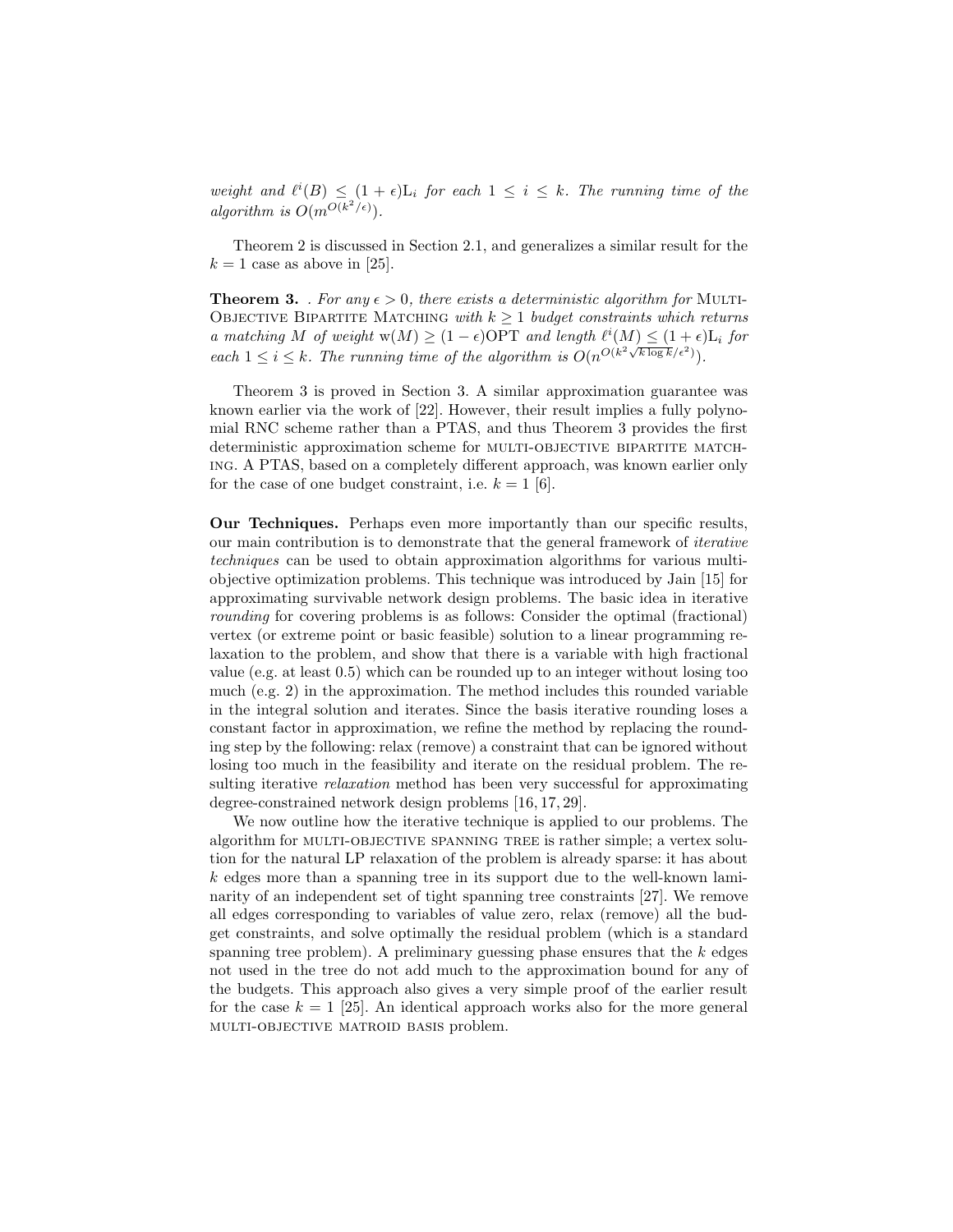*weight and $\ell^i(B) \leq (1+\epsilon)\mathrm{L}_i$ for each $1 \leq i \leq k$. The running time of the algorithm is $O(m^{O(k^2/\epsilon)})$.*

Theorem 2 is discussed in Section 2.1, and generalizes a similar result for the $k = 1$ case as above in [25].

**Theorem 3.** *. For any $\epsilon > 0$, there exists a deterministic algorithm for* Multi-Objective Bipartite Matching *with $k \geq 1$ budget constraints which returns a matching $M$ of weight $\mathrm{w}(M) \geq (1-\epsilon)\mathrm{OPT}$ and length $\ell^i(M) \leq (1+\epsilon)\mathrm{L}_i$ for each $1 \leq i \leq k$. The running time of the algorithm is $O(n^{O(k^2\sqrt{k\log k}/\epsilon^2)})$.*

Theorem 3 is proved in Section 3. A similar approximation guarantee was known earlier via the work of [22]. However, their result implies a fully polynomial RNC scheme rather than a PTAS, and thus Theorem 3 provides the first deterministic approximation scheme for multi-objective bipartite matching. A PTAS, based on a completely different approach, was known earlier only for the case of one budget constraint, i.e. $k = 1$ [6].

**Our Techniques.** Perhaps even more importantly than our specific results, our main contribution is to demonstrate that the general framework of *iterative techniques* can be used to obtain approximation algorithms for various multi-objective optimization problems. This technique was introduced by Jain [15] for approximating survivable network design problems. The basic idea in iterative *rounding* for covering problems is as follows: Consider the optimal (fractional) vertex (or extreme point or basic feasible) solution to a linear programming relaxation to the problem, and show that there is a variable with high fractional value (e.g. at least 0.5) which can be rounded up to an integer without losing too much (e.g. 2) in the approximation. The method includes this rounded variable in the integral solution and iterates. Since the basis iterative rounding loses a constant factor in approximation, we refine the method by replacing the rounding step by the following: relax (remove) a constraint that can be ignored without losing too much in the feasibility and iterate on the residual problem. The resulting iterative *relaxation* method has been very successful for approximating degree-constrained network design problems [16, 17, 29].

We now outline how the iterative technique is applied to our problems. The algorithm for multi-objective spanning tree is rather simple; a vertex solution for the natural LP relaxation of the problem is already sparse: it has about $k$ edges more than a spanning tree in its support due to the well-known laminarity of an independent set of tight spanning tree constraints [27]. We remove all edges corresponding to variables of value zero, relax (remove) all the budget constraints, and solve optimally the residual problem (which is a standard spanning tree problem). A preliminary guessing phase ensures that the $k$ edges not used in the tree do not add much to the approximation bound for any of the budgets. This approach also gives a very simple proof of the earlier result for the case $k = 1$ [25]. An identical approach works also for the more general multi-objective matroid basis problem.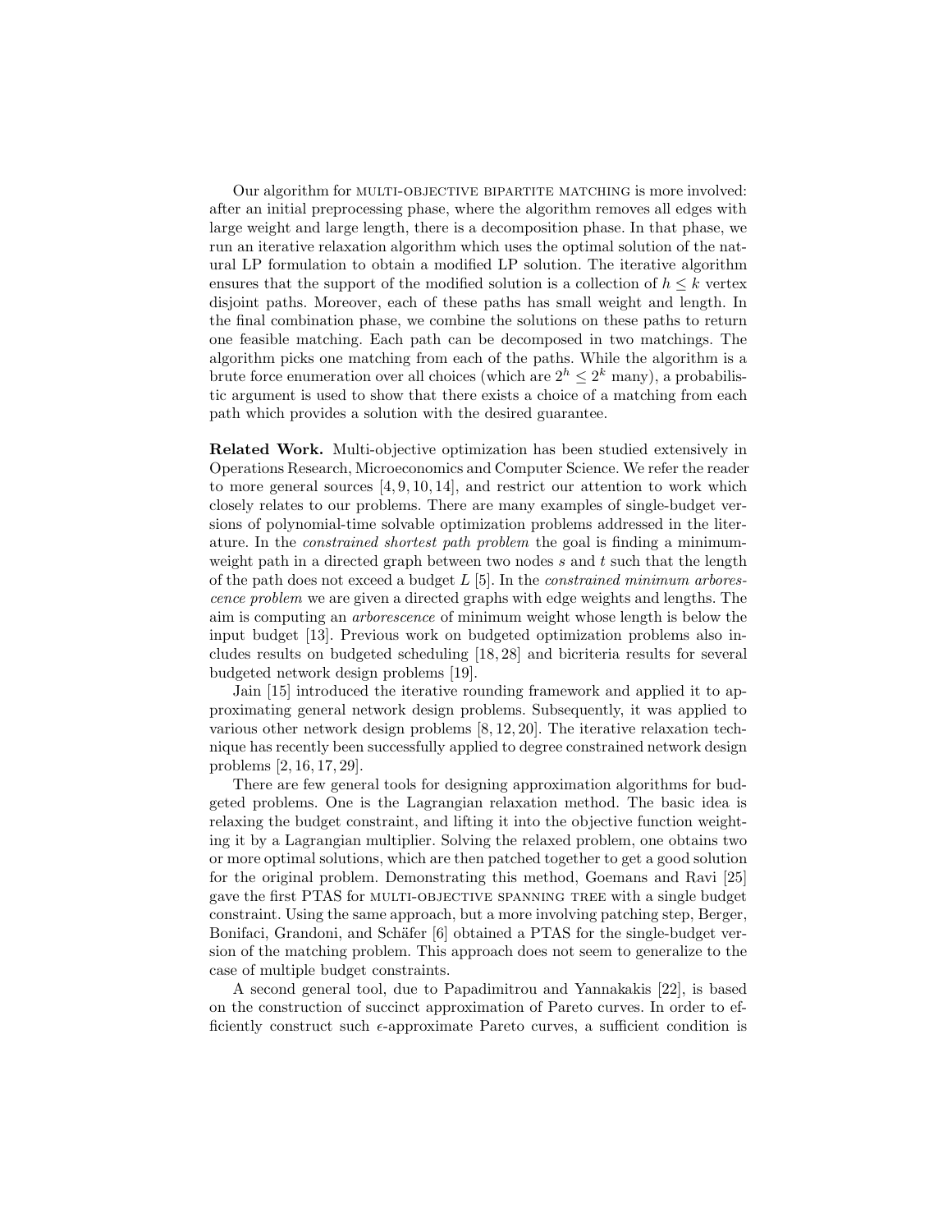Our algorithm for MULTI-OBJECTIVE BIPARTITE MATCHING is more involved: after an initial preprocessing phase, where the algorithm removes all edges with large weight and large length, there is a decomposition phase. In that phase, we run an iterative relaxation algorithm which uses the optimal solution of the natural LP formulation to obtain a modified LP solution. The iterative algorithm ensures that the support of the modified solution is a collection of $h \leq k$ vertex disjoint paths. Moreover, each of these paths has small weight and length. In the final combination phase, we combine the solutions on these paths to return one feasible matching. Each path can be decomposed in two matchings. The algorithm picks one matching from each of the paths. While the algorithm is a brute force enumeration over all choices (which are $2^h \leq 2^k$ many), a probabilistic argument is used to show that there exists a choice of a matching from each path which provides a solution with the desired guarantee.

**Related Work.** Multi-objective optimization has been studied extensively in Operations Research, Microeconomics and Computer Science. We refer the reader to more general sources [4, 9, 10, 14], and restrict our attention to work which closely relates to our problems. There are many examples of single-budget versions of polynomial-time solvable optimization problems addressed in the literature. In the *constrained shortest path problem* the goal is finding a minimum-weight path in a directed graph between two nodes $s$ and $t$ such that the length of the path does not exceed a budget $L$ [5]. In the *constrained minimum arborescence problem* we are given a directed graphs with edge weights and lengths. The aim is computing an *arborescence* of minimum weight whose length is below the input budget [13]. Previous work on budgeted optimization problems also includes results on budgeted scheduling [18, 28] and bicriteria results for several budgeted network design problems [19].

Jain [15] introduced the iterative rounding framework and applied it to approximating general network design problems. Subsequently, it was applied to various other network design problems [8, 12, 20]. The iterative relaxation technique has recently been successfully applied to degree constrained network design problems [2, 16, 17, 29].

There are few general tools for designing approximation algorithms for budgeted problems. One is the Lagrangian relaxation method. The basic idea is relaxing the budget constraint, and lifting it into the objective function weighting it by a Lagrangian multiplier. Solving the relaxed problem, one obtains two or more optimal solutions, which are then patched together to get a good solution for the original problem. Demonstrating this method, Goemans and Ravi [25] gave the first PTAS for MULTI-OBJECTIVE SPANNING TREE with a single budget constraint. Using the same approach, but a more involving patching step, Berger, Bonifaci, Grandoni, and Schäfer [6] obtained a PTAS for the single-budget version of the matching problem. This approach does not seem to generalize to the case of multiple budget constraints.

A second general tool, due to Papadimitrou and Yannakakis [22], is based on the construction of succinct approximation of Pareto curves. In order to efficiently construct such $\epsilon$-approximate Pareto curves, a sufficient condition is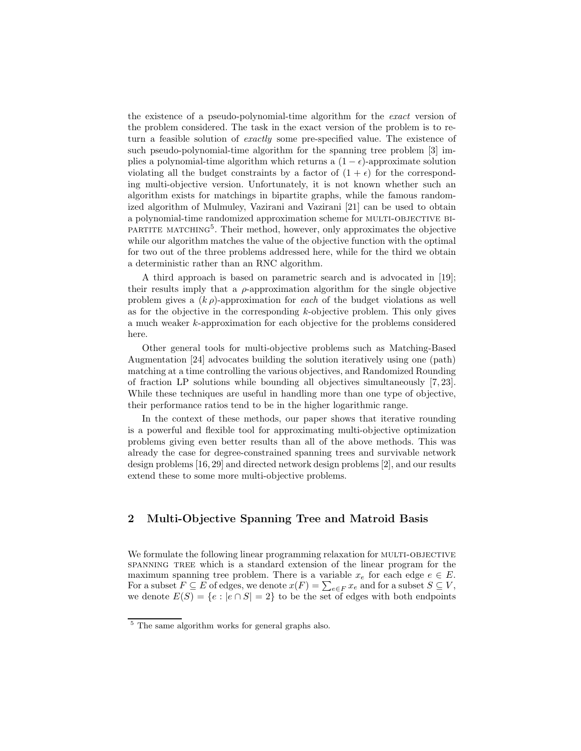the existence of a pseudo-polynomial-time algorithm for the *exact* version of the problem considered. The task in the exact version of the problem is to return a feasible solution of *exactly* some pre-specified value. The existence of such pseudo-polynomial-time algorithm for the spanning tree problem [3] implies a polynomial-time algorithm which returns a $(1-\epsilon)$-approximate solution violating all the budget constraints by a factor of $(1+\epsilon)$ for the corresponding multi-objective version. Unfortunately, it is not known whether such an algorithm exists for matchings in bipartite graphs, while the famous randomized algorithm of Mulmuley, Vazirani and Vazirani [21] can be used to obtain a polynomial-time randomized approximation scheme for MULTI-OBJECTIVE BIPARTITE MATCHING[5]. Their method, however, only approximates the objective while our algorithm matches the value of the objective function with the optimal for two out of the three problems addressed here, while for the third we obtain a deterministic rather than an RNC algorithm.

A third approach is based on parametric search and is advocated in [19]; their results imply that a $\rho$-approximation algorithm for the single objective problem gives a $(k\,\rho)$-approximation for *each* of the budget violations as well as for the objective in the corresponding $k$-objective problem. This only gives a much weaker $k$-approximation for each objective for the problems considered here.

Other general tools for multi-objective problems such as Matching-Based Augmentation [24] advocates building the solution iteratively using one (path) matching at a time controlling the various objectives, and Randomized Rounding of fraction LP solutions while bounding all objectives simultaneously [7, 23]. While these techniques are useful in handling more than one type of objective, their performance ratios tend to be in the higher logarithmic range.

In the context of these methods, our paper shows that iterative rounding is a powerful and flexible tool for approximating multi-objective optimization problems giving even better results than all of the above methods. This was already the case for degree-constrained spanning trees and survivable network design problems [16, 29] and directed network design problems [2], and our results extend these to some more multi-objective problems.

## 2 Multi-Objective Spanning Tree and Matroid Basis

We formulate the following linear programming relaxation for MULTI-OBJECTIVE SPANNING TREE which is a standard extension of the linear program for the maximum spanning tree problem. There is a variable $x_e$ for each edge $e \in E$. For a subset $F \subseteq E$ of edges, we denote $x(F) = \sum_{e \in F} x_e$ and for a subset $S \subseteq V$, we denote $E(S) = \{e : |e \cap S| = 2\}$ to be the set of edges with both endpoints

[5] The same algorithm works for general graphs also.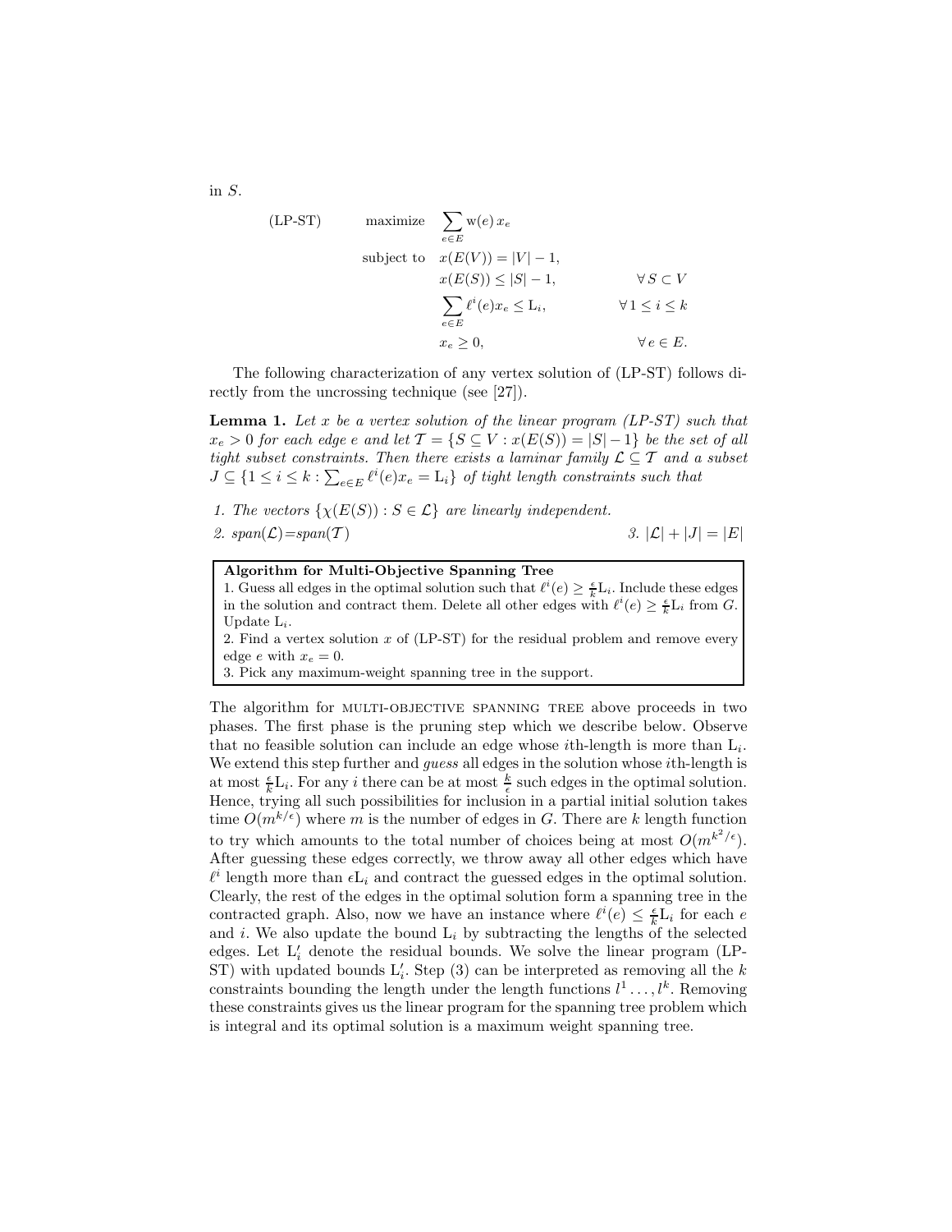in $S$.

$$
\begin{aligned}
\text{(LP-ST)} \qquad & \text{maximize} \quad \sum_{e \in E} \mathrm{w}(e)\, x_e \\
& \text{subject to} \quad x(E(V)) = |V| - 1, \\
& \qquad\qquad\quad x(E(S)) \le |S| - 1, && \forall\, S \subset V \\
& \qquad\qquad\quad \sum_{e \in E} \ell^i(e) x_e \le \mathrm{L}_i, && \forall\, 1 \le i \le k \\
& \qquad\qquad\quad x_e \ge 0, && \forall\, e \in E.
\end{aligned}
$$

The following characterization of any vertex solution of (LP-ST) follows directly from the uncrossing technique (see [27]).

**Lemma 1.** *Let $x$ be a vertex solution of the linear program (LP-ST) such that $x_e > 0$ for each edge $e$ and let $\mathcal{T} = \{S \subseteq V : x(E(S)) = |S| - 1\}$ be the set of all tight subset constraints. Then there exists a laminar family $\mathcal{L} \subseteq \mathcal{T}$ and a subset $J \subseteq \{1 \le i \le k : \sum_{e \in E} \ell^i(e) x_e = \mathrm{L}_i\}$ of tight length constraints such that*

*1. The vectors $\{\chi(E(S)) : S \in \mathcal{L}\}$ are linearly independent.*

*2. span($\mathcal{L}$)=span($\mathcal{T}$)*

*3. $|\mathcal{L}| + |J| = |E|$*

**Algorithm for Multi-Objective Spanning Tree**

1. Guess all edges in the optimal solution such that $\ell^i(e) \ge \frac{\epsilon}{k}\mathrm{L}_i$. Include these edges in the solution and contract them. Delete all other edges with $\ell^i(e) \ge \frac{\epsilon}{k}\mathrm{L}_i$ from $G$. Update $\mathrm{L}_i$.
2. Find a vertex solution $x$ of (LP-ST) for the residual problem and remove every edge $e$ with $x_e = 0$.
3. Pick any maximum-weight spanning tree in the support.

The algorithm for MULTI-OBJECTIVE SPANNING TREE above proceeds in two phases. The first phase is the pruning step which we describe below. Observe that no feasible solution can include an edge whose $i$th-length is more than $\mathrm{L}_i$. We extend this step further and *guess* all edges in the solution whose $i$th-length is at most $\frac{\epsilon}{k}\mathrm{L}_i$. For any $i$ there can be at most $\frac{k}{\epsilon}$ such edges in the optimal solution. Hence, trying all such possibilities for inclusion in a partial initial solution takes time $O(m^{k/\epsilon})$ where $m$ is the number of edges in $G$. There are $k$ length function to try which amounts to the total number of choices being at most $O(m^{k^2/\epsilon})$. After guessing these edges correctly, we throw away all other edges which have $\ell^i$ length more than $\epsilon \mathrm{L}_i$ and contract the guessed edges in the optimal solution. Clearly, the rest of the edges in the optimal solution form a spanning tree in the contracted graph. Also, now we have an instance where $\ell^i(e) \le \frac{\epsilon}{k}\mathrm{L}_i$ for each $e$ and $i$. We also update the bound $\mathrm{L}_i$ by subtracting the lengths of the selected edges. Let $\mathrm{L}'_i$ denote the residual bounds. We solve the linear program (LP-ST) with updated bounds $\mathrm{L}'_i$. Step (3) can be interpreted as removing all the $k$ constraints bounding the length under the length functions $l^1 \ldots, l^k$. Removing these constraints gives us the linear program for the spanning tree problem which is integral and its optimal solution is a maximum weight spanning tree.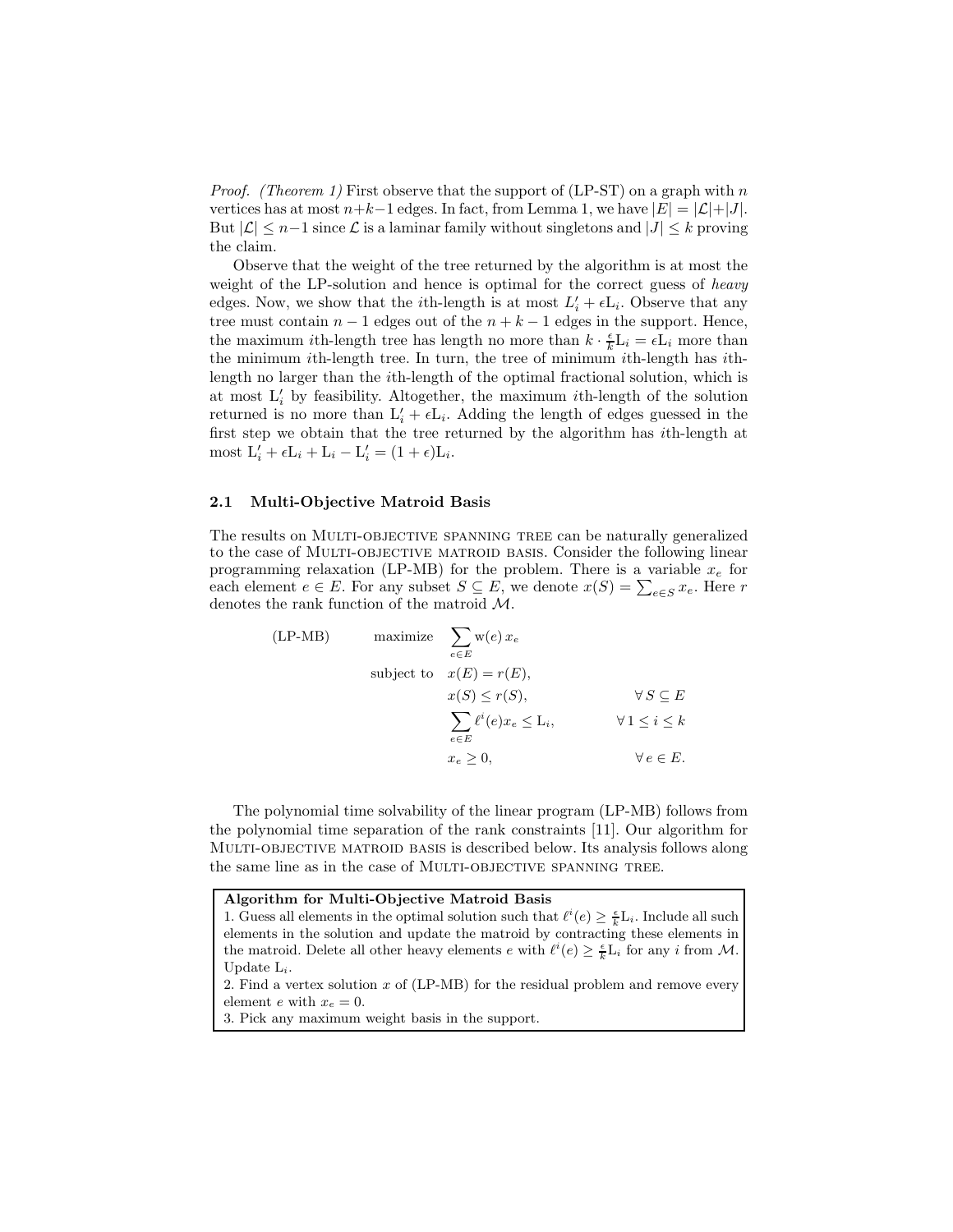*Proof. (Theorem 1)* First observe that the support of (LP-ST) on a graph with $n$ vertices has at most $n+k-1$ edges. In fact, from Lemma 1, we have $|E| = |\mathcal{L}|+|J|$. But $|\mathcal{L}| \leq n-1$ since $\mathcal{L}$ is a laminar family without singletons and $|J| \leq k$ proving the claim.

Observe that the weight of the tree returned by the algorithm is at most the weight of the LP-solution and hence is optimal for the correct guess of *heavy* edges. Now, we show that the $i$th-length is at most $L_i' + \epsilon \mathrm{L}_i$. Observe that any tree must contain $n-1$ edges out of the $n+k-1$ edges in the support. Hence, the maximum $i$th-length tree has length no more than $k \cdot \frac{\epsilon}{k}\mathrm{L}_i = \epsilon\mathrm{L}_i$ more than the minimum $i$th-length tree. In turn, the tree of minimum $i$th-length has $i$th-length no larger than the $i$th-length of the optimal fractional solution, which is at most $\mathrm{L}_i'$ by feasibility. Altogether, the maximum $i$th-length of the solution returned is no more than $\mathrm{L}_i' + \epsilon\mathrm{L}_i$. Adding the length of edges guessed in the first step we obtain that the tree returned by the algorithm has $i$th-length at most $\mathrm{L}_i' + \epsilon\mathrm{L}_i + \mathrm{L}_i - \mathrm{L}_i' = (1+\epsilon)\mathrm{L}_i$.

## 2.1 Multi-Objective Matroid Basis

The results on Multi-objective spanning tree can be naturally generalized to the case of Multi-objective matroid basis. Consider the following linear programming relaxation (LP-MB) for the problem. There is a variable $x_e$ for each element $e \in E$. For any subset $S \subseteq E$, we denote $x(S) = \sum_{e \in S} x_e$. Here $r$ denotes the rank function of the matroid $\mathcal{M}$.

$$
\begin{array}{llll}
\text{(LP-MB)} \qquad & \text{maximize} & \displaystyle\sum_{e \in E} \mathrm{w}(e)\, x_e & \\
& \text{subject to} & x(E) = r(E), & \\
& & x(S) \leq r(S), & \forall\, S \subseteq E \\
& & \displaystyle\sum_{e \in E} \ell^i(e) x_e \leq \mathrm{L}_i, & \forall\, 1 \leq i \leq k \\
& & x_e \geq 0, & \forall\, e \in E.
\end{array}
$$

The polynomial time solvability of the linear program (LP-MB) follows from the polynomial time separation of the rank constraints [11]. Our algorithm for Multi-objective matroid basis is described below. Its analysis follows along the same line as in the case of Multi-objective spanning tree.

**Algorithm for Multi-Objective Matroid Basis**

1. Guess all elements in the optimal solution such that $\ell^i(e) \geq \frac{\epsilon}{k}\mathrm{L}_i$. Include all such elements in the solution and update the matroid by contracting these elements in the matroid. Delete all other heavy elements $e$ with $\ell^i(e) \geq \frac{\epsilon}{k}\mathrm{L}_i$ for any $i$ from $\mathcal{M}$. Update $\mathrm{L}_i$.
2. Find a vertex solution $x$ of (LP-MB) for the residual problem and remove every element $e$ with $x_e = 0$.
3. Pick any maximum weight basis in the support.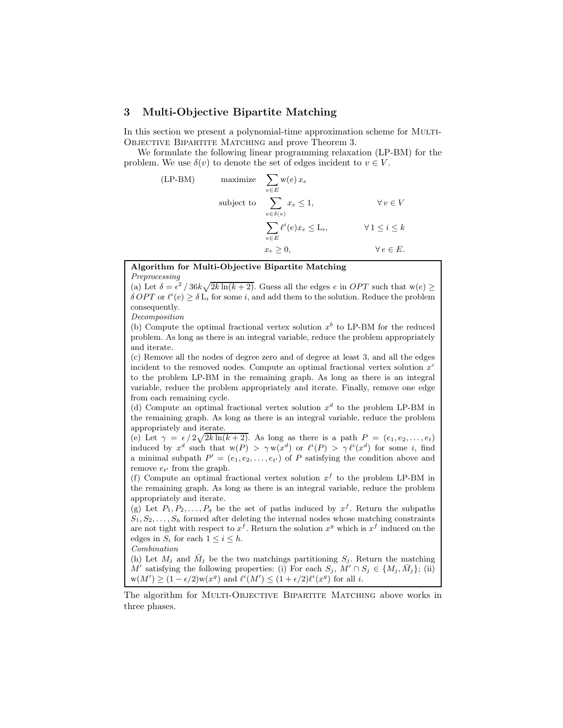## 3 Multi-Objective Bipartite Matching

In this section we present a polynomial-time approximation scheme for Multi-Objective Bipartite Matching and prove Theorem 3.

We formulate the following linear programming relaxation (LP-BM) for the problem. We use $\delta(v)$ to denote the set of edges incident to $v \in V$.

$$
\begin{aligned}
\text{(LP-BM)} \qquad & \text{maximize} \quad \sum_{e \in E} \mathrm{w}(e)\, x_e & \\
& \text{subject to} \quad \sum_{e \in \delta(v)} x_e \le 1, & \forall\, v \in V \\
& \qquad\qquad\quad \sum_{e \in E} \ell^i(e) x_e \le \mathrm{L}_i, & \forall\, 1 \le i \le k \\
& \qquad\qquad\quad x_e \ge 0, & \forall\, e \in E.
\end{aligned}
$$

**Algorithm for Multi-Objective Bipartite Matching**

*Preprocessing*

(a) Let $\delta = \epsilon^2 / 36k\sqrt{2k\ln(k+2)}$. Guess all the edges $e$ in $OPT$ such that $\mathrm{w}(e) \ge \delta\, OPT$ or $\ell^i(e) \ge \delta\, \mathrm{L}_i$ for some $i$, and add them to the solution. Reduce the problem consequently.

*Decomposition*

(b) Compute the optimal fractional vertex solution $x^b$ to LP-BM for the reduced problem. As long as there is an integral variable, reduce the problem appropriately and iterate.

(c) Remove all the nodes of degree zero and of degree at least 3, and all the edges incident to the removed nodes. Compute an optimal fractional vertex solution $x^c$ to the problem LP-BM in the remaining graph. As long as there is an integral variable, reduce the problem appropriately and iterate. Finally, remove one edge from each remaining cycle.

(d) Compute an optimal fractional vertex solution $x^d$ to the problem LP-BM in the remaining graph. As long as there is an integral variable, reduce the problem appropriately and iterate.

(e) Let $\gamma = \epsilon / 2\sqrt{2k\ln(k+2)}$. As long as there is a path $P = (e_1, e_2, \ldots, e_t)$ induced by $x^d$ such that $\mathrm{w}(P) > \gamma\, \mathrm{w}(x^d)$ or $\ell^i(P) > \gamma\, \ell^i(x^d)$ for some $i$, find a minimal subpath $P' = (e_1, e_2, \ldots, e_{t'})$ of $P$ satisfying the condition above and remove $e_{t'}$ from the graph.

(f) Compute an optimal fractional vertex solution $x^f$ to the problem LP-BM in the remaining graph. As long as there is an integral variable, reduce the problem appropriately and iterate.

(g) Let $P_1, P_2, \ldots, P_q$ be the set of paths induced by $x^f$. Return the subpaths $S_1, S_2, \ldots, S_h$ formed after deleting the internal nodes whose matching constraints are not tight with respect to $x^f$. Return the solution $x^g$ which is $x^f$ induced on the edges in $S_i$ for each $1 \le i \le h$.

*Combination*

(h) Let $M_j$ and $\bar{M}_j$ be the two matchings partitioning $S_j$. Return the matching $M'$ satisfying the following properties: (i) For each $S_j$, $M' \cap S_j \in \{M_j, \bar{M}_j\}$; (ii) $\mathrm{w}(M') \ge (1 - \epsilon/2)\mathrm{w}(x^g)$ and $\ell^i(M') \le (1 + \epsilon/2)\ell^i(x^g)$ for all $i$.

The algorithm for Multi-Objective Bipartite Matching above works in three phases.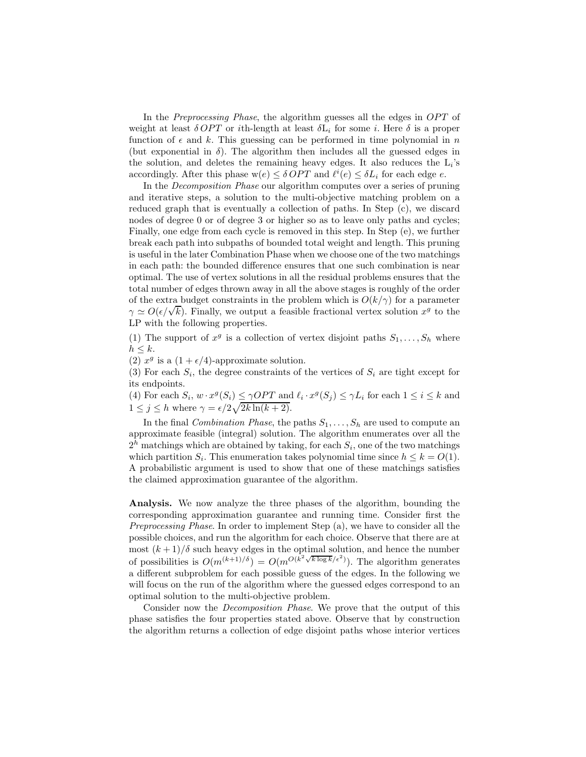In the *Preprocessing Phase*, the algorithm guesses all the edges in $OPT$ of weight at least $\delta\, OPT$ or $i$th-length at least $\delta \mathrm{L}_i$ for some $i$. Here $\delta$ is a proper function of $\epsilon$ and $k$. This guessing can be performed in time polynomial in $n$ (but exponential in $\delta$). The algorithm then includes all the guessed edges in the solution, and deletes the remaining heavy edges. It also reduces the $\mathrm{L}_i$'s accordingly. After this phase $\mathrm{w}(e) \leq \delta\, OPT$ and $\ell^i(e) \leq \delta L_i$ for each edge $e$.

In the *Decomposition Phase* our algorithm computes over a series of pruning and iterative steps, a solution to the multi-objective matching problem on a reduced graph that is eventually a collection of paths. In Step (c), we discard nodes of degree 0 or of degree 3 or higher so as to leave only paths and cycles; Finally, one edge from each cycle is removed in this step. In Step (e), we further break each path into subpaths of bounded total weight and length. This pruning is useful in the later Combination Phase when we choose one of the two matchings in each path: the bounded difference ensures that one such combination is near optimal. The use of vertex solutions in all the residual problems ensures that the total number of edges thrown away in all the above stages is roughly of the order of the extra budget constraints in the problem which is $O(k/\gamma)$ for a parameter $\gamma \simeq O(\epsilon/\sqrt{k})$. Finally, we output a feasible fractional vertex solution $x^g$ to the LP with the following properties.

(1) The support of $x^g$ is a collection of vertex disjoint paths $S_1, \ldots, S_h$ where $h \leq k$.
(2) $x^g$ is a $(1 + \epsilon/4)$-approximate solution.
(3) For each $S_i$, the degree constraints of the vertices of $S_i$ are tight except for its endpoints.
(4) For each $S_i$, $w \cdot x^g(S_i) \leq \gamma OPT$ and $\ell_i \cdot x^g(S_j) \leq \gamma L_i$ for each $1 \leq i \leq k$ and $1 \leq j \leq h$ where $\gamma = \epsilon/2\sqrt{2k\ln(k+2)}$.

In the final *Combination Phase*, the paths $S_1, \ldots, S_h$ are used to compute an approximate feasible (integral) solution. The algorithm enumerates over all the $2^h$ matchings which are obtained by taking, for each $S_i$, one of the two matchings which partition $S_i$. This enumeration takes polynomial time since $h \leq k = O(1)$. A probabilistic argument is used to show that one of these matchings satisfies the claimed approximation guarantee of the algorithm.

**Analysis.** We now analyze the three phases of the algorithm, bounding the corresponding approximation guarantee and running time. Consider first the *Preprocessing Phase*. In order to implement Step (a), we have to consider all the possible choices, and run the algorithm for each choice. Observe that there are at most $(k+1)/\delta$ such heavy edges in the optimal solution, and hence the number of possibilities is $O(m^{(k+1)/\delta}) = O(m^{O(k^2\sqrt{k \log k}/\epsilon^2)})$. The algorithm generates a different subproblem for each possible guess of the edges. In the following we will focus on the run of the algorithm where the guessed edges correspond to an optimal solution to the multi-objective problem.

Consider now the *Decomposition Phase*. We prove that the output of this phase satisfies the four properties stated above. Observe that by construction the algorithm returns a collection of edge disjoint paths whose interior vertices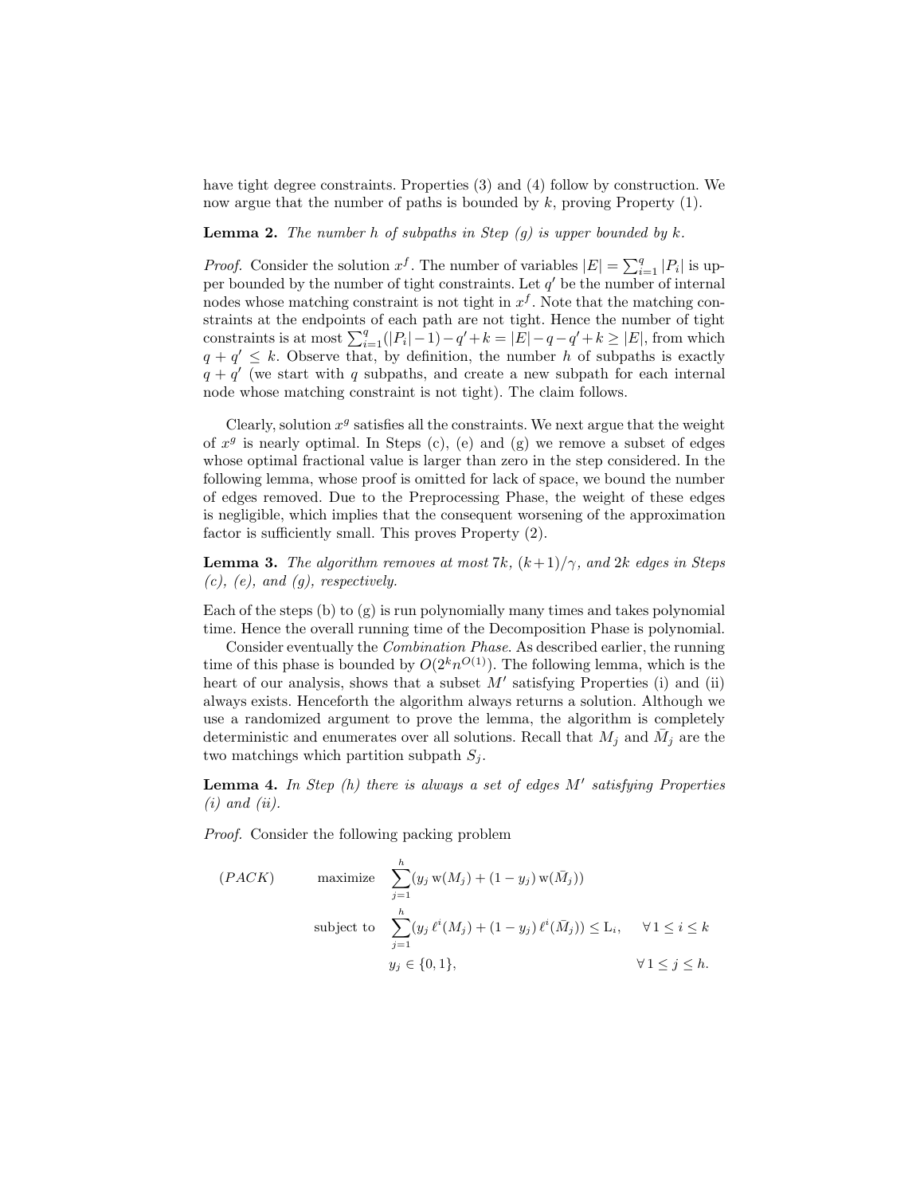have tight degree constraints. Properties (3) and (4) follow by construction. We now argue that the number of paths is bounded by $k$, proving Property (1).

**Lemma 2.** *The number $h$ of subpaths in Step (g) is upper bounded by $k$.*

*Proof.* Consider the solution $x^f$. The number of variables $|E| = \sum_{i=1}^{q} |P_i|$ is upper bounded by the number of tight constraints. Let $q'$ be the number of internal nodes whose matching constraint is not tight in $x^f$. Note that the matching constraints at the endpoints of each path are not tight. Hence the number of tight constraints is at most $\sum_{i=1}^{q}(|P_i|-1)-q'+k = |E|-q-q'+k \geq |E|$, from which $q+q' \leq k$. Observe that, by definition, the number $h$ of subpaths is exactly $q+q'$ (we start with $q$ subpaths, and create a new subpath for each internal node whose matching constraint is not tight). The claim follows.

Clearly, solution $x^g$ satisfies all the constraints. We next argue that the weight of $x^g$ is nearly optimal. In Steps (c), (e) and (g) we remove a subset of edges whose optimal fractional value is larger than zero in the step considered. In the following lemma, whose proof is omitted for lack of space, we bound the number of edges removed. Due to the Preprocessing Phase, the weight of these edges is negligible, which implies that the consequent worsening of the approximation factor is sufficiently small. This proves Property (2).

**Lemma 3.** *The algorithm removes at most $7k$, $(k+1)/\gamma$, and $2k$ edges in Steps (c), (e), and (g), respectively.*

Each of the steps (b) to (g) is run polynomially many times and takes polynomial time. Hence the overall running time of the Decomposition Phase is polynomial.

Consider eventually the *Combination Phase*. As described earlier, the running time of this phase is bounded by $O(2^k n^{O(1)})$. The following lemma, which is the heart of our analysis, shows that a subset $M'$ satisfying Properties (i) and (ii) always exists. Henceforth the algorithm always returns a solution. Although we use a randomized argument to prove the lemma, the algorithm is completely deterministic and enumerates over all solutions. Recall that $M_j$ and $\bar{M}_j$ are the two matchings which partition subpath $S_j$.

**Lemma 4.** *In Step (h) there is always a set of edges $M'$ satisfying Properties (i) and (ii).*

*Proof.* Consider the following packing problem

$$
(PACK) \qquad \text{maximize} \quad \sum_{j=1}^{h} (y_j \, \mathrm{w}(M_j) + (1-y_j)\, \mathrm{w}(\bar{M}_j))
$$

$$
\text{subject to} \quad \sum_{j=1}^{h} (y_j \, \ell^i(M_j) + (1-y_j)\, \ell^i(\bar{M}_j)) \leq \mathrm{L}_i, \qquad \forall\, 1 \leq i \leq k
$$

$$
y_j \in \{0,1\}, \qquad \forall\, 1 \leq j \leq h.
$$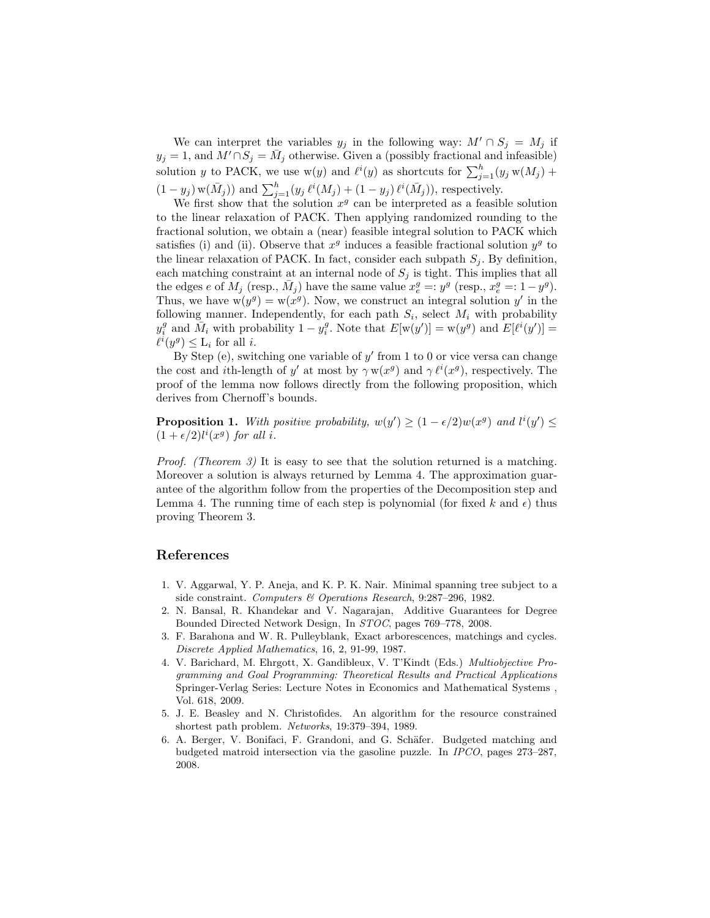We can interpret the variables $y_j$ in the following way: $M' \cap S_j = M_j$ if $y_j = 1$, and $M' \cap S_j = \bar{M}_j$ otherwise. Given a (possibly fractional and infeasible) solution $y$ to PACK, we use $\mathrm{w}(y)$ and $\ell^i(y)$ as shortcuts for $\sum_{j=1}^{h}(y_j\,\mathrm{w}(M_j) + (1-y_j)\,\mathrm{w}(\bar{M}_j))$ and $\sum_{j=1}^{h}(y_j\,\ell^i(M_j) + (1-y_j)\,\ell^i(\bar{M}_j))$, respectively.

We first show that the solution $x^g$ can be interpreted as a feasible solution to the linear relaxation of PACK. Then applying randomized rounding to the fractional solution, we obtain a (near) feasible integral solution to PACK which satisfies (i) and (ii). Observe that $x^g$ induces a feasible fractional solution $y^g$ to the linear relaxation of PACK. In fact, consider each subpath $S_j$. By definition, each matching constraint at an internal node of $S_j$ is tight. This implies that all the edges $e$ of $M_j$ (resp., $\bar{M}_j$) have the same value $x^g_e =: y^g$ (resp., $x^g_e =: 1 - y^g$). Thus, we have $\mathrm{w}(y^g) = \mathrm{w}(x^g)$. Now, we construct an integral solution $y'$ in the following manner. Independently, for each path $S_i$, select $M_i$ with probability $y^g_i$ and $\bar{M}_i$ with probability $1 - y^g_i$. Note that $E[\mathrm{w}(y')] = \mathrm{w}(y^g)$ and $E[\ell^i(y')] = \ell^i(y^g) \leq \mathrm{L}_i$ for all $i$.

By Step (e), switching one variable of $y'$ from 1 to 0 or vice versa can change the cost and $i$th-length of $y'$ at most by $\gamma\,\mathrm{w}(x^g)$ and $\gamma\,\ell^i(x^g)$, respectively. The proof of the lemma now follows directly from the following proposition, which derives from Chernoff's bounds.

**Proposition 1.** *With positive probability, $w(y') \geq (1 - \epsilon/2)w(x^g)$ and $l^i(y') \leq (1 + \epsilon/2)l^i(x^g)$ for all $i$.*

*Proof. (Theorem 3)* It is easy to see that the solution returned is a matching. Moreover a solution is always returned by Lemma 4. The approximation guarantee of the algorithm follow from the properties of the Decomposition step and Lemma 4. The running time of each step is polynomial (for fixed $k$ and $\epsilon$) thus proving Theorem 3.

## References

1. V. Aggarwal, Y. P. Aneja, and K. P. K. Nair. Minimal spanning tree subject to a side constraint. *Computers & Operations Research*, 9:287–296, 1982.
2. N. Bansal, R. Khandekar and V. Nagarajan, Additive Guarantees for Degree Bounded Directed Network Design, In *STOC*, pages 769–778, 2008.
3. F. Barahona and W. R. Pulleyblank, Exact arborescences, matchings and cycles. *Discrete Applied Mathematics*, 16, 2, 91-99, 1987.
4. V. Barichard, M. Ehrgott, X. Gandibleux, V. T'Kindt (Eds.) *Multiobjective Programming and Goal Programming: Theoretical Results and Practical Applications* Springer-Verlag Series: Lecture Notes in Economics and Mathematical Systems , Vol. 618, 2009.
5. J. E. Beasley and N. Christofides. An algorithm for the resource constrained shortest path problem. *Networks*, 19:379–394, 1989.
6. A. Berger, V. Bonifaci, F. Grandoni, and G. Schäfer. Budgeted matching and budgeted matroid intersection via the gasoline puzzle. In *IPCO*, pages 273–287, 2008.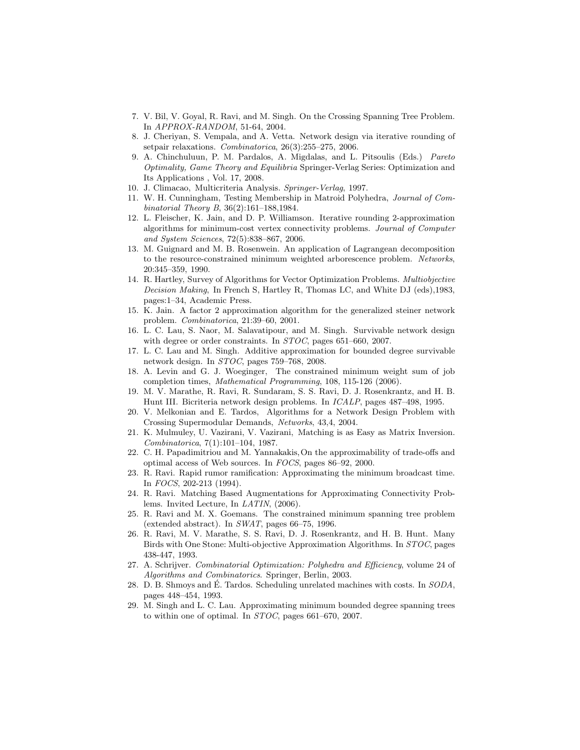7. V. Bil, V. Goyal, R. Ravi, and M. Singh. On the Crossing Spanning Tree Problem. In *APPROX-RANDOM*, 51-64, 2004.
8. J. Cheriyan, S. Vempala, and A. Vetta. Network design via iterative rounding of setpair relaxations. *Combinatorica*, 26(3):255–275, 2006.
9. A. Chinchuluun, P. M. Pardalos, A. Migdalas, and L. Pitsoulis (Eds.) *Pareto Optimality, Game Theory and Equilibria* Springer-Verlag Series: Optimization and Its Applications , Vol. 17, 2008.
10. J. Climacao, Multicriteria Analysis. *Springer-Verlag*, 1997.
11. W. H. Cunningham, Testing Membership in Matroid Polyhedra, *Journal of Combinatorial Theory B*, 36(2):161–188,1984.
12. L. Fleischer, K. Jain, and D. P. Williamson. Iterative rounding 2-approximation algorithms for minimum-cost vertex connectivity problems. *Journal of Computer and System Sciences*, 72(5):838–867, 2006.
13. M. Guignard and M. B. Rosenwein. An application of Lagrangean decomposition to the resource-constrained minimum weighted arborescence problem. *Networks*, 20:345–359, 1990.
14. R. Hartley, Survey of Algorithms for Vector Optimization Problems. *Multiobjective Decision Making*, In French S, Hartley R, Thomas LC, and White DJ (eds),1983, pages:1–34, Academic Press.
15. K. Jain. A factor 2 approximation algorithm for the generalized steiner network problem. *Combinatorica*, 21:39–60, 2001.
16. L. C. Lau, S. Naor, M. Salavatipour, and M. Singh. Survivable network design with degree or order constraints. In *STOC*, pages 651–660, 2007.
17. L. C. Lau and M. Singh. Additive approximation for bounded degree survivable network design. In *STOC*, pages 759–768, 2008.
18. A. Levin and G. J. Woeginger, The constrained minimum weight sum of job completion times, *Mathematical Programming*, 108, 115-126 (2006).
19. M. V. Marathe, R. Ravi, R. Sundaram, S. S. Ravi, D. J. Rosenkrantz, and H. B. Hunt III. Bicriteria network design problems. In *ICALP*, pages 487–498, 1995.
20. V. Melkonian and E. Tardos, Algorithms for a Network Design Problem with Crossing Supermodular Demands, *Networks*, 43,4, 2004.
21. K. Mulmuley, U. Vazirani, V. Vazirani, Matching is as Easy as Matrix Inversion. *Combinatorica*, 7(1):101–104, 1987.
22. C. H. Papadimitriou and M. Yannakakis,On the approximability of trade-offs and optimal access of Web sources. In *FOCS*, pages 86–92, 2000.
23. R. Ravi. Rapid rumor ramification: Approximating the minimum broadcast time. In *FOCS*, 202-213 (1994).
24. R. Ravi. Matching Based Augmentations for Approximating Connectivity Problems. Invited Lecture, In *LATIN*, (2006).
25. R. Ravi and M. X. Goemans. The constrained minimum spanning tree problem (extended abstract). In *SWAT*, pages 66–75, 1996.
26. R. Ravi, M. V. Marathe, S. S. Ravi, D. J. Rosenkrantz, and H. B. Hunt. Many Birds with One Stone: Multi-objective Approximation Algorithms. In *STOC*, pages 438-447, 1993.
27. A. Schrijver. *Combinatorial Optimization: Polyhedra and Efficiency*, volume 24 of *Algorithms and Combinatorics*. Springer, Berlin, 2003.
28. D. B. Shmoys and É. Tardos. Scheduling unrelated machines with costs. In *SODA*, pages 448–454, 1993.
29. M. Singh and L. C. Lau. Approximating minimum bounded degree spanning trees to within one of optimal. In *STOC*, pages 661–670, 2007.